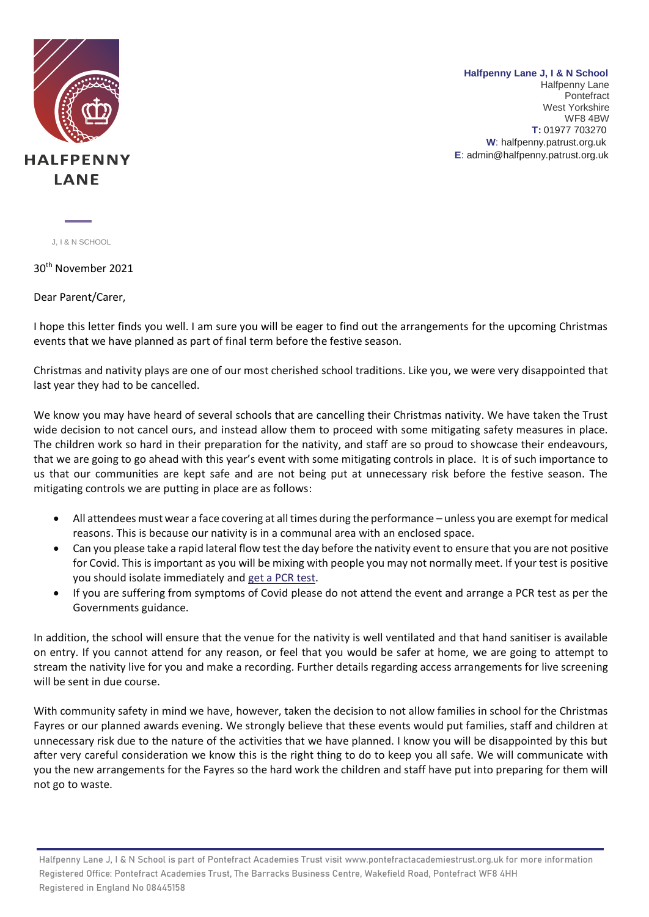HALFPENNY LANE

J, I & N SCHOOL

**Halfpenny Lane J, I & N School**
Halfpenny Lane
Pontefract
West Yorkshire
WF8 4BW
**T:** 01977 703270
**W**: halfpenny.patrust.org.uk
**E**: admin@halfpenny.patrust.org.uk

30th November 2021

Dear Parent/Carer,

I hope this letter finds you well. I am sure you will be eager to find out the arrangements for the upcoming Christmas events that we have planned as part of final term before the festive season.

Christmas and nativity plays are one of our most cherished school traditions. Like you, we were very disappointed that last year they had to be cancelled.

We know you may have heard of several schools that are cancelling their Christmas nativity. We have taken the Trust wide decision to not cancel ours, and instead allow them to proceed with some mitigating safety measures in place. The children work so hard in their preparation for the nativity, and staff are so proud to showcase their endeavours, that we are going to go ahead with this year's event with some mitigating controls in place. It is of such importance to us that our communities are kept safe and are not being put at unnecessary risk before the festive season. The mitigating controls we are putting in place are as follows:

- All attendees must wear a face covering at all times during the performance – unless you are exempt for medical reasons. This is because our nativity is in a communal area with an enclosed space.
- Can you please take a rapid lateral flow test the day before the nativity event to ensure that you are not positive for Covid. This is important as you will be mixing with people you may not normally meet. If your test is positive you should isolate immediately and get a PCR test.
- If you are suffering from symptoms of Covid please do not attend the event and arrange a PCR test as per the Governments guidance.

In addition, the school will ensure that the venue for the nativity is well ventilated and that hand sanitiser is available on entry. If you cannot attend for any reason, or feel that you would be safer at home, we are going to attempt to stream the nativity live for you and make a recording. Further details regarding access arrangements for live screening will be sent in due course.

With community safety in mind we have, however, taken the decision to not allow families in school for the Christmas Fayres or our planned awards evening. We strongly believe that these events would put families, staff and children at unnecessary risk due to the nature of the activities that we have planned. I know you will be disappointed by this but after very careful consideration we know this is the right thing to do to keep you all safe. We will communicate with you the new arrangements for the Fayres so the hard work the children and staff have put into preparing for them will not go to waste.

Halfpenny Lane J, I & N School is part of Pontefract Academies Trust visit www.pontefractacademiestrust.org.uk for more information
Registered Office: Pontefract Academies Trust, The Barracks Business Centre, Wakefield Road, Pontefract WF8 4HH
Registered in England No 08445158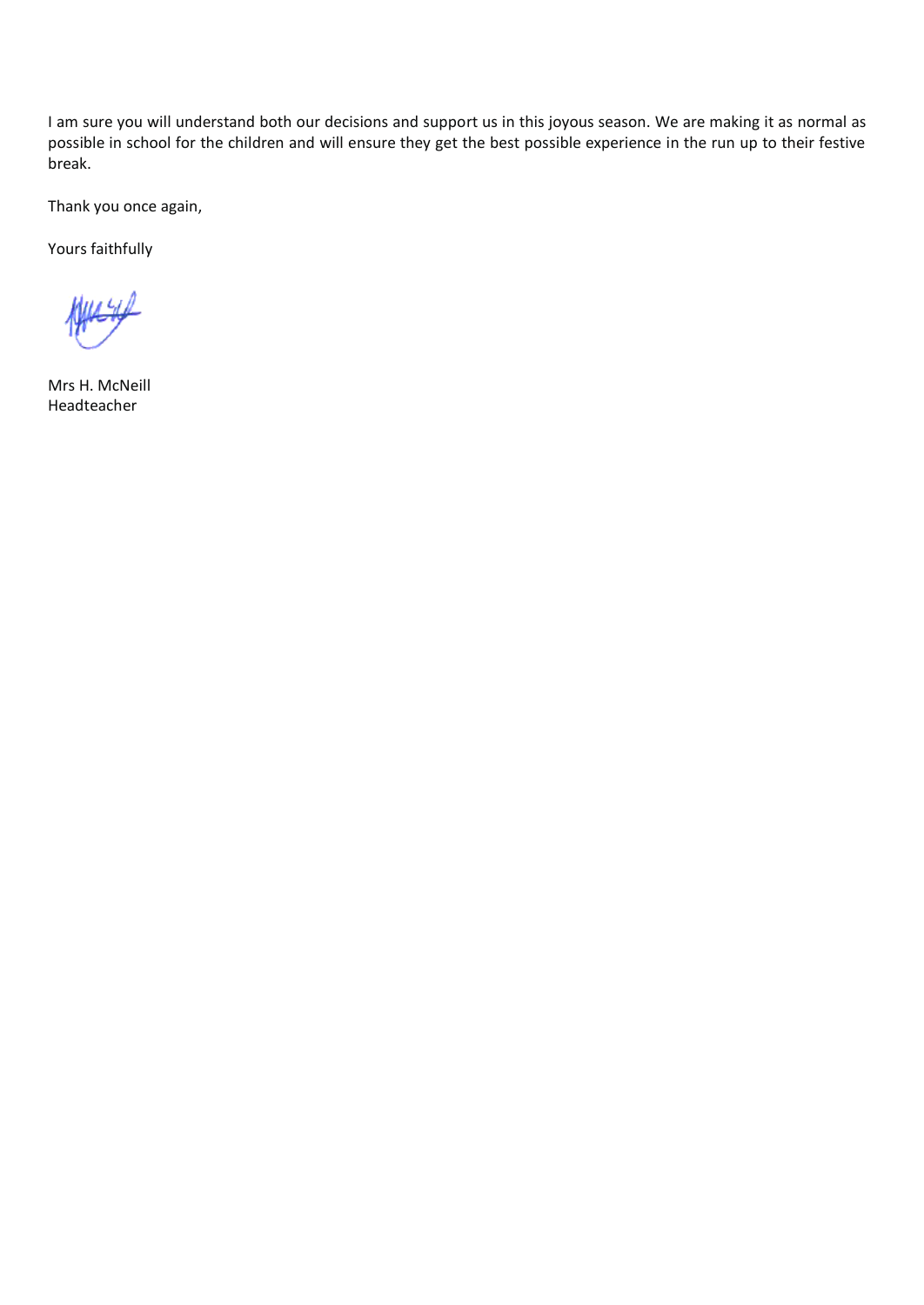I am sure you will understand both our decisions and support us in this joyous season. We are making it as normal as possible in school for the children and will ensure they get the best possible experience in the run up to their festive break.

Thank you once again,

Yours faithfully

Mrs H. McNeill
Headteacher